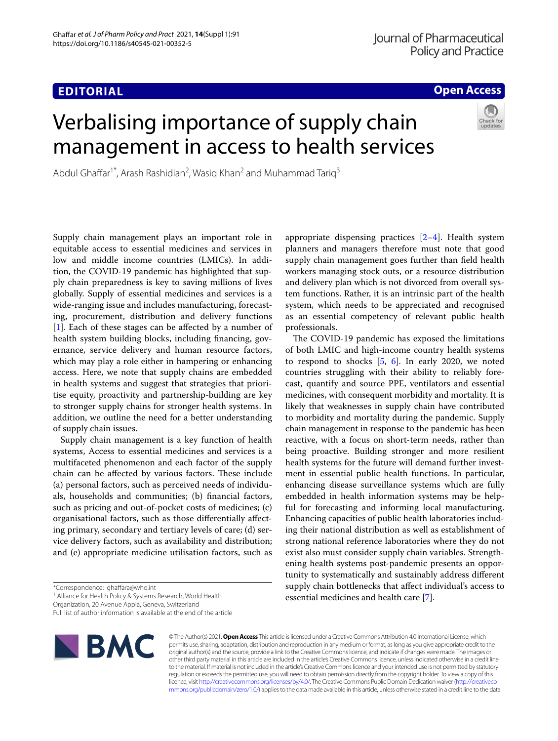EDITORIAL

Open Access

# Verbalising importance of supply chain management in access to health services

Abdul Ghaffar[1*], Arash Rashidian[2], Wasiq Khan[2] and Muhammad Tariq[3]

Supply chain management plays an important role in equitable access to essential medicines and services in low and middle income countries (LMICs). In addition, the COVID-19 pandemic has highlighted that supply chain preparedness is key to saving millions of lives globally. Supply of essential medicines and services is a wide-ranging issue and includes manufacturing, forecasting, procurement, distribution and delivery functions [1]. Each of these stages can be affected by a number of health system building blocks, including financing, governance, service delivery and human resource factors, which may play a role either in hampering or enhancing access. Here, we note that supply chains are embedded in health systems and suggest that strategies that prioritise equity, proactivity and partnership-building are key to stronger supply chains for stronger health systems. In addition, we outline the need for a better understanding of supply chain issues.

Supply chain management is a key function of health systems, Access to essential medicines and services is a multifaceted phenomenon and each factor of the supply chain can be affected by various factors. These include (a) personal factors, such as perceived needs of individuals, households and communities; (b) financial factors, such as pricing and out-of-pocket costs of medicines; (c) organisational factors, such as those differentially affecting primary, secondary and tertiary levels of care; (d) service delivery factors, such as availability and distribution; and (e) appropriate medicine utilisation factors, such as appropriate dispensing practices [2–4]. Health system planners and managers therefore must note that good supply chain management goes further than field health workers managing stock outs, or a resource distribution and delivery plan which is not divorced from overall system functions. Rather, it is an intrinsic part of the health system, which needs to be appreciated and recognised as an essential competency of relevant public health professionals.

The COVID-19 pandemic has exposed the limitations of both LMIC and high-income country health systems to respond to shocks [5, 6]. In early 2020, we noted countries struggling with their ability to reliably forecast, quantify and source PPE, ventilators and essential medicines, with consequent morbidity and mortality. It is likely that weaknesses in supply chain have contributed to morbidity and mortality during the pandemic. Supply chain management in response to the pandemic has been reactive, with a focus on short-term needs, rather than being proactive. Building stronger and more resilient health systems for the future will demand further investment in essential public health functions. In particular, enhancing disease surveillance systems which are fully embedded in health information systems may be helpful for forecasting and informing local manufacturing. Enhancing capacities of public health laboratories including their national distribution as well as establishment of strong national reference laboratories where they do not exist also must consider supply chain variables. Strengthening health systems post-pandemic presents an opportunity to systematically and sustainably address different supply chain bottlenecks that affect individual's access to essential medicines and health care [7].

*Correspondence: ghaffara@who.int
[1] Alliance for Health Policy & Systems Research, World Health Organization, 20 Avenue Appia, Geneva, Switzerland
Full list of author information is available at the end of the article

© The Author(s) 2021. **Open Access** This article is licensed under a Creative Commons Attribution 4.0 International License, which permits use, sharing, adaptation, distribution and reproduction in any medium or format, as long as you give appropriate credit to the original author(s) and the source, provide a link to the Creative Commons licence, and indicate if changes were made. The images or other third party material in this article are included in the article's Creative Commons licence, unless indicated otherwise in a credit line to the material. If material is not included in the article's Creative Commons licence and your intended use is not permitted by statutory regulation or exceeds the permitted use, you will need to obtain permission directly from the copyright holder. To view a copy of this licence, visit http://creativecommons.org/licenses/by/4.0/. The Creative Commons Public Domain Dedication waiver (http://creativecommons.org/publicdomain/zero/1.0/) applies to the data made available in this article, unless otherwise stated in a credit line to the data.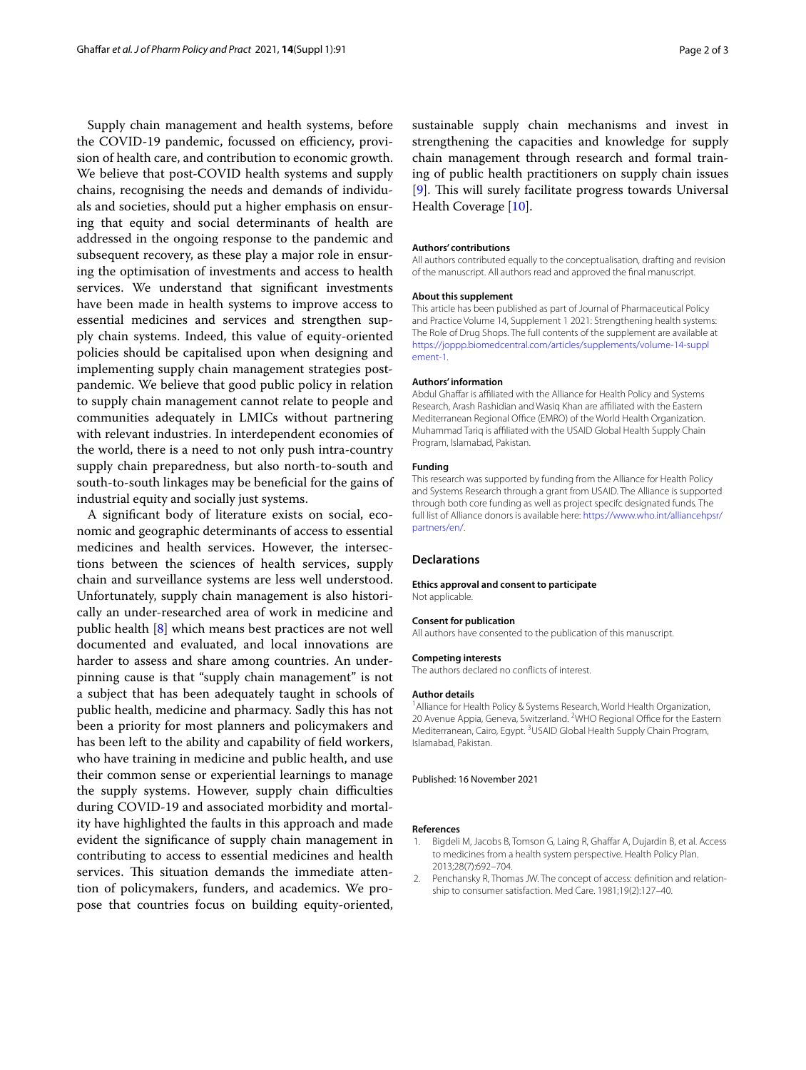Supply chain management and health systems, before the COVID-19 pandemic, focussed on efficiency, provision of health care, and contribution to economic growth. We believe that post-COVID health systems and supply chains, recognising the needs and demands of individuals and societies, should put a higher emphasis on ensuring that equity and social determinants of health are addressed in the ongoing response to the pandemic and subsequent recovery, as these play a major role in ensuring the optimisation of investments and access to health services. We understand that significant investments have been made in health systems to improve access to essential medicines and services and strengthen supply chain systems. Indeed, this value of equity-oriented policies should be capitalised upon when designing and implementing supply chain management strategies post-pandemic. We believe that good public policy in relation to supply chain management cannot relate to people and communities adequately in LMICs without partnering with relevant industries. In interdependent economies of the world, there is a need to not only push intra-country supply chain preparedness, but also north-to-south and south-to-south linkages may be beneficial for the gains of industrial equity and socially just systems.

A significant body of literature exists on social, economic and geographic determinants of access to essential medicines and health services. However, the intersections between the sciences of health services, supply chain and surveillance systems are less well understood. Unfortunately, supply chain management is also historically an under-researched area of work in medicine and public health [8] which means best practices are not well documented and evaluated, and local innovations are harder to assess and share among countries. An underpinning cause is that "supply chain management" is not a subject that has been adequately taught in schools of public health, medicine and pharmacy. Sadly this has not been a priority for most planners and policymakers and has been left to the ability and capability of field workers, who have training in medicine and public health, and use their common sense or experiential learnings to manage the supply systems. However, supply chain difficulties during COVID-19 and associated morbidity and mortality have highlighted the faults in this approach and made evident the significance of supply chain management in contributing to access to essential medicines and health services. This situation demands the immediate attention of policymakers, funders, and academics. We propose that countries focus on building equity-oriented, sustainable supply chain mechanisms and invest in strengthening the capacities and knowledge for supply chain management through research and formal training of public health practitioners on supply chain issues [9]. This will surely facilitate progress towards Universal Health Coverage [10].

**Authors' contributions**

All authors contributed equally to the conceptualisation, drafting and revision of the manuscript. All authors read and approved the final manuscript.

**About this supplement**

This article has been published as part of Journal of Pharmaceutical Policy and Practice Volume 14, Supplement 1 2021: Strengthening health systems: The Role of Drug Shops. The full contents of the supplement are available at https://joppp.biomedcentral.com/articles/supplements/volume-14-supplement-1.

**Authors' information**

Abdul Ghaffar is affiliated with the Alliance for Health Policy and Systems Research, Arash Rashidian and Wasiq Khan are affiliated with the Eastern Mediterranean Regional Office (EMRO) of the World Health Organization. Muhammad Tariq is affiliated with the USAID Global Health Supply Chain Program, Islamabad, Pakistan.

**Funding**

This research was supported by funding from the Alliance for Health Policy and Systems Research through a grant from USAID. The Alliance is supported through both core funding as well as project specifc designated funds. The full list of Alliance donors is available here: https://www.who.int/alliancehpsr/partners/en/.

## Declarations

**Ethics approval and consent to participate**

Not applicable.

**Consent for publication**

All authors have consented to the publication of this manuscript.

**Competing interests**

The authors declared no conflicts of interest.

**Author details**

[1]Alliance for Health Policy & Systems Research, World Health Organization, 20 Avenue Appia, Geneva, Switzerland. [2]WHO Regional Office for the Eastern Mediterranean, Cairo, Egypt. [3]USAID Global Health Supply Chain Program, Islamabad, Pakistan.

Published: 16 November 2021

**References**

1. Bigdeli M, Jacobs B, Tomson G, Laing R, Ghaffar A, Dujardin B, et al. Access to medicines from a health system perspective. Health Policy Plan. 2013;28(7):692–704.
2. Penchansky R, Thomas JW. The concept of access: definition and relationship to consumer satisfaction. Med Care. 1981;19(2):127–40.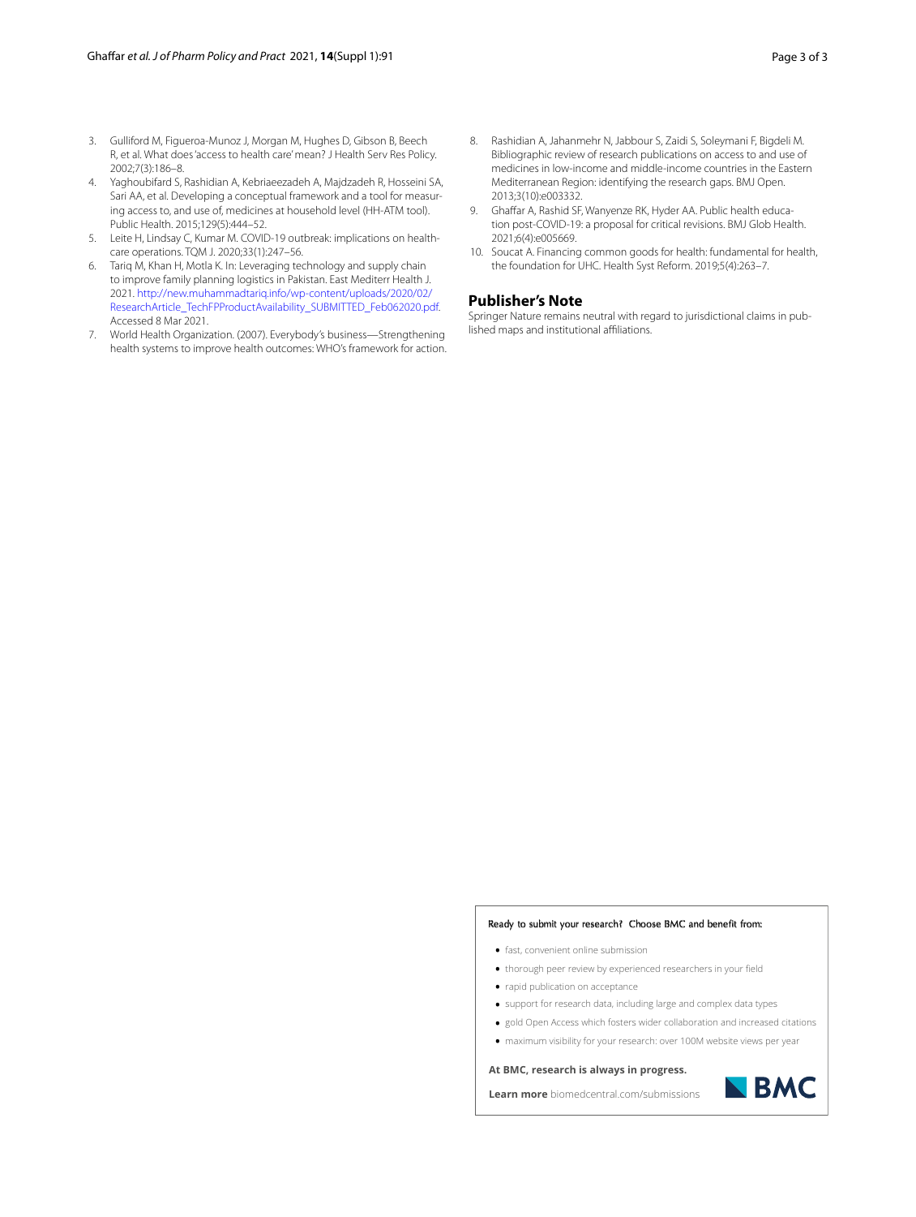3. Gulliford M, Figueroa-Munoz J, Morgan M, Hughes D, Gibson B, Beech R, et al. What does 'access to health care' mean? J Health Serv Res Policy. 2002;7(3):186–8.
4. Yaghoubifard S, Rashidian A, Kebriaeezadeh A, Majdzadeh R, Hosseini SA, Sari AA, et al. Developing a conceptual framework and a tool for measuring access to, and use of, medicines at household level (HH-ATM tool). Public Health. 2015;129(5):444–52.
5. Leite H, Lindsay C, Kumar M. COVID-19 outbreak: implications on healthcare operations. TQM J. 2020;33(1):247–56.
6. Tariq M, Khan H, Motla K. In: Leveraging technology and supply chain to improve family planning logistics in Pakistan. East Mediterr Health J. 2021. http://new.muhammadtariq.info/wp-content/uploads/2020/02/ResearchArticle_TechFPProductAvailability_SUBMITTED_Feb062020.pdf. Accessed 8 Mar 2021.
7. World Health Organization. (2007). Everybody's business—Strengthening health systems to improve health outcomes: WHO's framework for action.
8. Rashidian A, Jahanmehr N, Jabbour S, Zaidi S, Soleymani F, Bigdeli M. Bibliographic review of research publications on access to and use of medicines in low-income and middle-income countries in the Eastern Mediterranean Region: identifying the research gaps. BMJ Open. 2013;3(10):e003332.
9. Ghaffar A, Rashid SF, Wanyenze RK, Hyder AA. Public health education post-COVID-19: a proposal for critical revisions. BMJ Glob Health. 2021;6(4):e005669.
10. Soucat A. Financing common goods for health: fundamental for health, the foundation for UHC. Health Syst Reform. 2019;5(4):263–7.

## Publisher's Note

Springer Nature remains neutral with regard to jurisdictional claims in published maps and institutional affiliations.

Ready to submit your research? Choose BMC and benefit from:

- fast, convenient online submission
- thorough peer review by experienced researchers in your field
- rapid publication on acceptance
- support for research data, including large and complex data types
- gold Open Access which fosters wider collaboration and increased citations
- maximum visibility for your research: over 100M website views per year

**At BMC, research is always in progress.**

**Learn more** biomedcentral.com/submissions

BMC